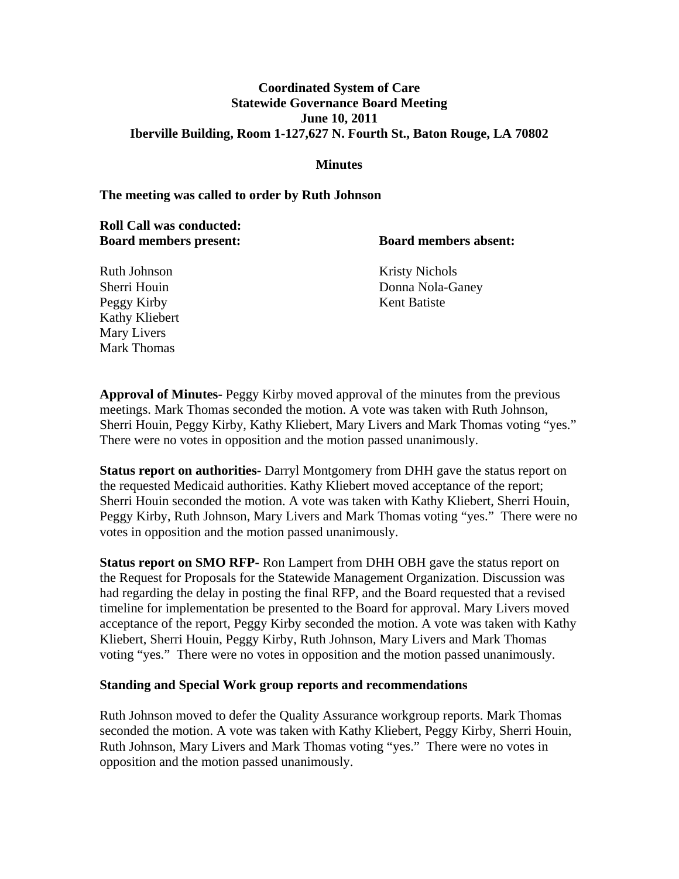**Coordinated System of Care**
**Statewide Governance Board Meeting**
**June 10, 2011**
**Iberville Building, Room 1-127,627 N. Fourth St., Baton Rouge, LA 70802**

**Minutes**

**The meeting was called to order by Ruth Johnson**

**Roll Call was conducted:**

| **Board members present:** | **Board members absent:** |
| --- | --- |
| Ruth Johnson | Kristy Nichols |
| Sherri Houin | Donna Nola-Ganey |
| Peggy Kirby | Kent Batiste |
| Kathy Kliebert | |
| Mary Livers | |
| Mark Thomas | |

**Approval of Minutes-** Peggy Kirby moved approval of the minutes from the previous meetings. Mark Thomas seconded the motion. A vote was taken with Ruth Johnson, Sherri Houin, Peggy Kirby, Kathy Kliebert, Mary Livers and Mark Thomas voting "yes." There were no votes in opposition and the motion passed unanimously.

**Status report on authorities-** Darryl Montgomery from DHH gave the status report on the requested Medicaid authorities. Kathy Kliebert moved acceptance of the report; Sherri Houin seconded the motion. A vote was taken with Kathy Kliebert, Sherri Houin, Peggy Kirby, Ruth Johnson, Mary Livers and Mark Thomas voting "yes." There were no votes in opposition and the motion passed unanimously.

**Status report on SMO RFP-** Ron Lampert from DHH OBH gave the status report on the Request for Proposals for the Statewide Management Organization. Discussion was had regarding the delay in posting the final RFP, and the Board requested that a revised timeline for implementation be presented to the Board for approval. Mary Livers moved acceptance of the report, Peggy Kirby seconded the motion. A vote was taken with Kathy Kliebert, Sherri Houin, Peggy Kirby, Ruth Johnson, Mary Livers and Mark Thomas voting "yes." There were no votes in opposition and the motion passed unanimously.

**Standing and Special Work group reports and recommendations**

Ruth Johnson moved to defer the Quality Assurance workgroup reports. Mark Thomas seconded the motion. A vote was taken with Kathy Kliebert, Peggy Kirby, Sherri Houin, Ruth Johnson, Mary Livers and Mark Thomas voting "yes." There were no votes in opposition and the motion passed unanimously.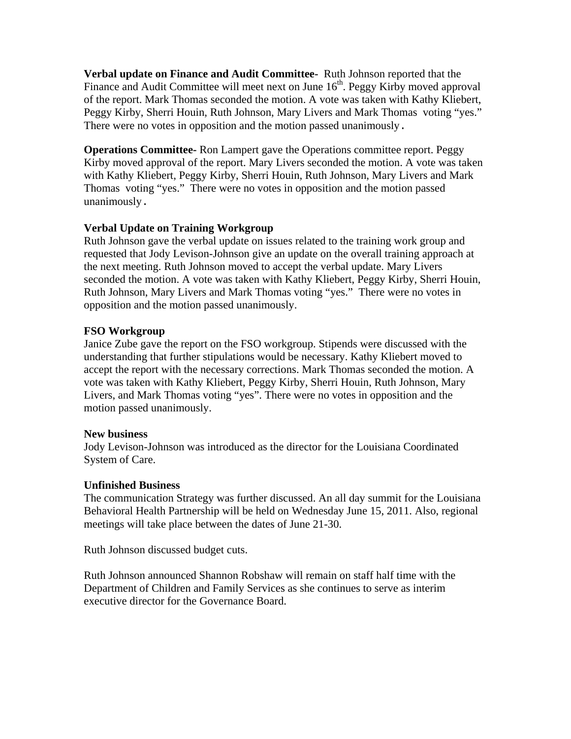**Verbal update on Finance and Audit Committee-** Ruth Johnson reported that the Finance and Audit Committee will meet next on June 16th. Peggy Kirby moved approval of the report. Mark Thomas seconded the motion. A vote was taken with Kathy Kliebert, Peggy Kirby, Sherri Houin, Ruth Johnson, Mary Livers and Mark Thomas voting "yes." There were no votes in opposition and the motion passed unanimously.

**Operations Committee-** Ron Lampert gave the Operations committee report. Peggy Kirby moved approval of the report. Mary Livers seconded the motion. A vote was taken with Kathy Kliebert, Peggy Kirby, Sherri Houin, Ruth Johnson, Mary Livers and Mark Thomas voting "yes." There were no votes in opposition and the motion passed unanimously.

**Verbal Update on Training Workgroup**

Ruth Johnson gave the verbal update on issues related to the training work group and requested that Jody Levison-Johnson give an update on the overall training approach at the next meeting. Ruth Johnson moved to accept the verbal update. Mary Livers seconded the motion. A vote was taken with Kathy Kliebert, Peggy Kirby, Sherri Houin, Ruth Johnson, Mary Livers and Mark Thomas voting "yes." There were no votes in opposition and the motion passed unanimously.

**FSO Workgroup**

Janice Zube gave the report on the FSO workgroup. Stipends were discussed with the understanding that further stipulations would be necessary. Kathy Kliebert moved to accept the report with the necessary corrections. Mark Thomas seconded the motion. A vote was taken with Kathy Kliebert, Peggy Kirby, Sherri Houin, Ruth Johnson, Mary Livers, and Mark Thomas voting "yes". There were no votes in opposition and the motion passed unanimously.

**New business**

Jody Levison-Johnson was introduced as the director for the Louisiana Coordinated System of Care.

**Unfinished Business**

The communication Strategy was further discussed. An all day summit for the Louisiana Behavioral Health Partnership will be held on Wednesday June 15, 2011. Also, regional meetings will take place between the dates of June 21-30.

Ruth Johnson discussed budget cuts.

Ruth Johnson announced Shannon Robshaw will remain on staff half time with the Department of Children and Family Services as she continues to serve as interim executive director for the Governance Board.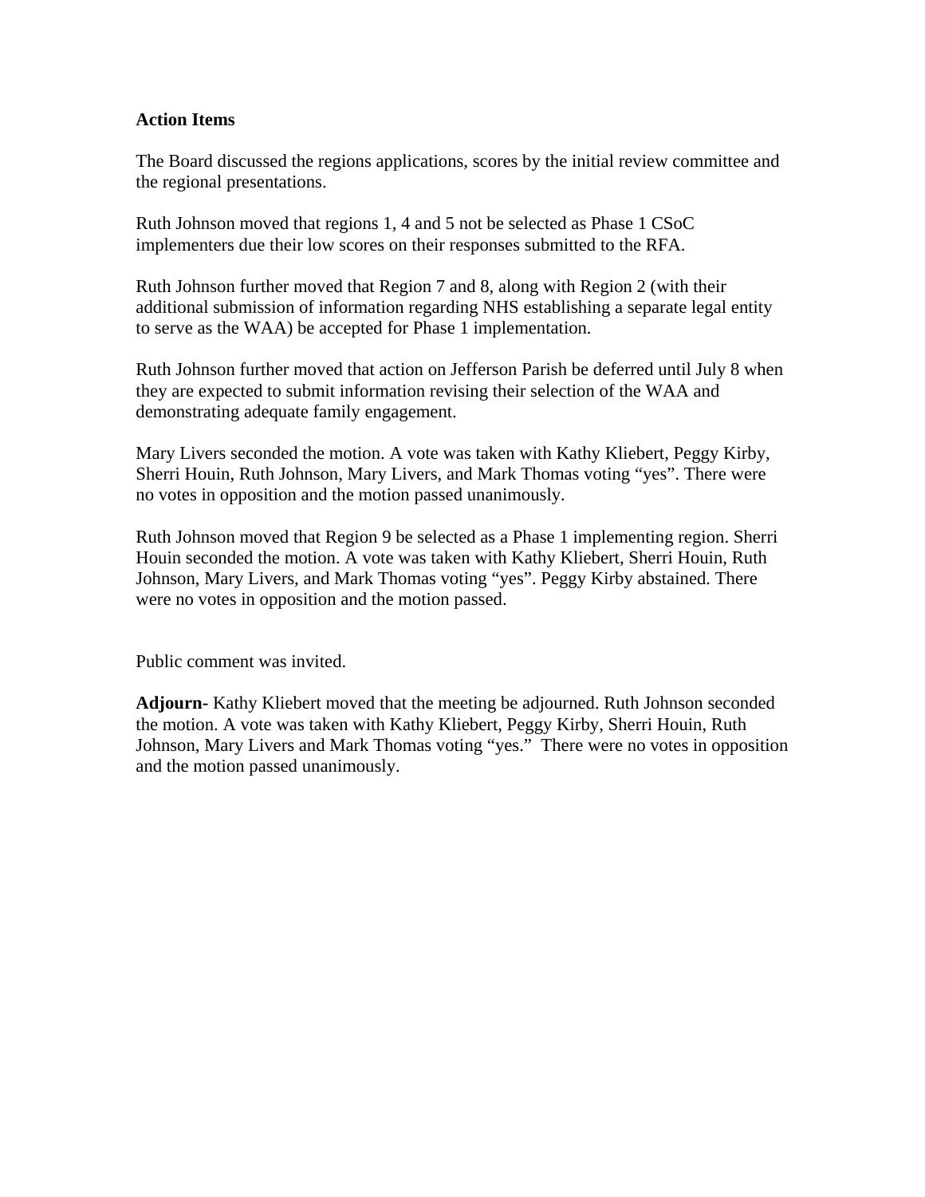**Action Items**

The Board discussed the regions applications, scores by the initial review committee and the regional presentations.

Ruth Johnson moved that regions 1, 4 and 5 not be selected as Phase 1 CSoC implementers due their low scores on their responses submitted to the RFA.

Ruth Johnson further moved that Region 7 and 8, along with Region 2 (with their additional submission of information regarding NHS establishing a separate legal entity to serve as the WAA) be accepted for Phase 1 implementation.

Ruth Johnson further moved that action on Jefferson Parish be deferred until July 8 when they are expected to submit information revising their selection of the WAA and demonstrating adequate family engagement.

Mary Livers seconded the motion. A vote was taken with Kathy Kliebert, Peggy Kirby, Sherri Houin, Ruth Johnson, Mary Livers, and Mark Thomas voting "yes". There were no votes in opposition and the motion passed unanimously.

Ruth Johnson moved that Region 9 be selected as a Phase 1 implementing region. Sherri Houin seconded the motion. A vote was taken with Kathy Kliebert, Sherri Houin, Ruth Johnson, Mary Livers, and Mark Thomas voting "yes". Peggy Kirby abstained. There were no votes in opposition and the motion passed.

Public comment was invited.

**Adjourn-** Kathy Kliebert moved that the meeting be adjourned. Ruth Johnson seconded the motion. A vote was taken with Kathy Kliebert, Peggy Kirby, Sherri Houin, Ruth Johnson, Mary Livers and Mark Thomas voting "yes." There were no votes in opposition and the motion passed unanimously.